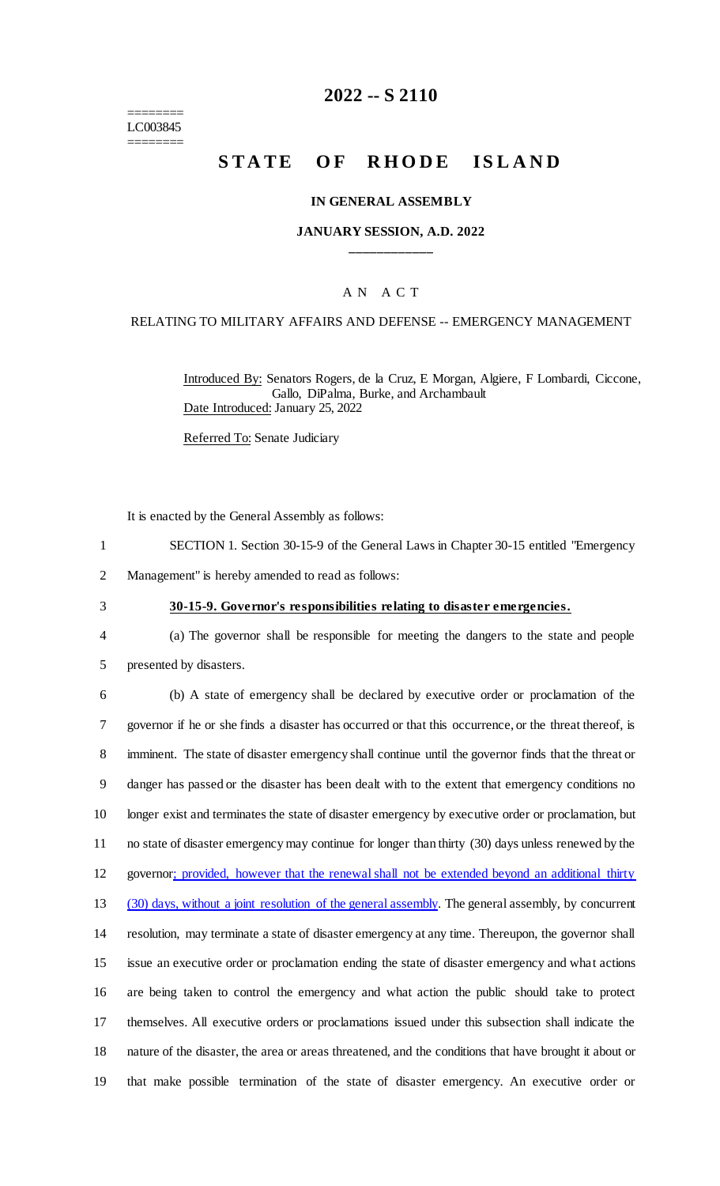========
LC003845
========

# 2022 -- S 2110

# STATE OF RHODE ISLAND

## IN GENERAL ASSEMBLY

### JANUARY SESSION, A.D. 2022

## AN ACT

### RELATING TO MILITARY AFFAIRS AND DEFENSE -- EMERGENCY MANAGEMENT

Introduced By: Senators Rogers, de la Cruz, E Morgan, Algiere, F Lombardi, Ciccone, Gallo, DiPalma, Burke, and Archambault

Date Introduced: January 25, 2022

Referred To: Senate Judiciary

It is enacted by the General Assembly as follows:

1 SECTION 1. Section 30-15-9 of the General Laws in Chapter 30-15 entitled "Emergency
2 Management" is hereby amended to read as follows:

3 **30-15-9. Governor's responsibilities relating to disaster emergencies.**

4 (a) The governor shall be responsible for meeting the dangers to the state and people
5 presented by disasters.

6 (b) A state of emergency shall be declared by executive order or proclamation of the
7 governor if he or she finds a disaster has occurred or that this occurrence, or the threat thereof, is
8 imminent. The state of disaster emergency shall continue until the governor finds that the threat or
9 danger has passed or the disaster has been dealt with to the extent that emergency conditions no
10 longer exist and terminates the state of disaster emergency by executive order or proclamation, but
11 no state of disaster emergency may continue for longer than thirty (30) days unless renewed by the
12 governor; provided, however that the renewal shall not be extended beyond an additional thirty
13 (30) days, without a joint resolution of the general assembly. The general assembly, by concurrent
14 resolution, may terminate a state of disaster emergency at any time. Thereupon, the governor shall
15 issue an executive order or proclamation ending the state of disaster emergency and what actions
16 are being taken to control the emergency and what action the public should take to protect
17 themselves. All executive orders or proclamations issued under this subsection shall indicate the
18 nature of the disaster, the area or areas threatened, and the conditions that have brought it about or
19 that make possible termination of the state of disaster emergency. An executive order or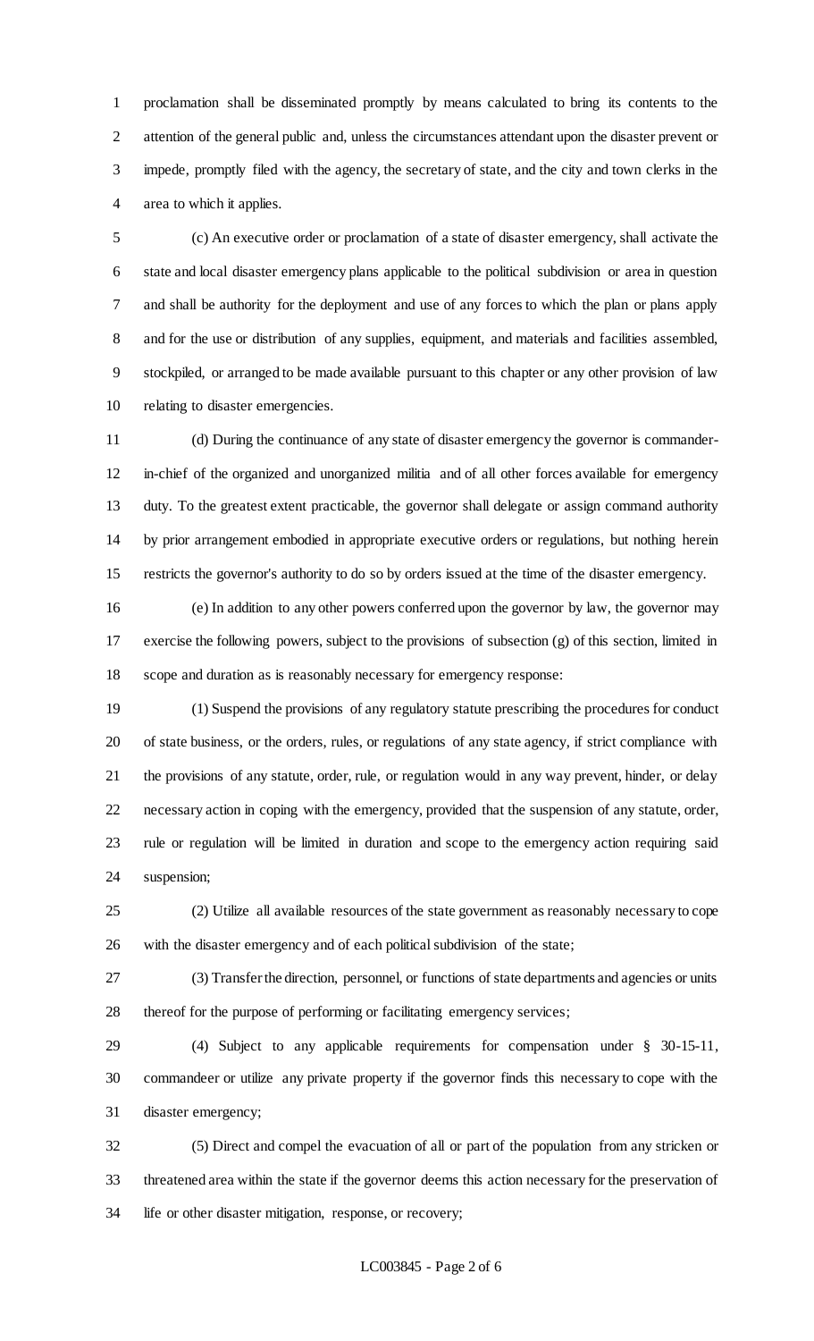proclamation shall be disseminated promptly by means calculated to bring its contents to the attention of the general public and, unless the circumstances attendant upon the disaster prevent or impede, promptly filed with the agency, the secretary of state, and the city and town clerks in the area to which it applies.

(c) An executive order or proclamation of a state of disaster emergency, shall activate the state and local disaster emergency plans applicable to the political subdivision or area in question and shall be authority for the deployment and use of any forces to which the plan or plans apply and for the use or distribution of any supplies, equipment, and materials and facilities assembled, stockpiled, or arranged to be made available pursuant to this chapter or any other provision of law relating to disaster emergencies.

(d) During the continuance of any state of disaster emergency the governor is commander-in-chief of the organized and unorganized militia and of all other forces available for emergency duty. To the greatest extent practicable, the governor shall delegate or assign command authority by prior arrangement embodied in appropriate executive orders or regulations, but nothing herein restricts the governor's authority to do so by orders issued at the time of the disaster emergency.

(e) In addition to any other powers conferred upon the governor by law, the governor may exercise the following powers, subject to the provisions of subsection (g) of this section, limited in scope and duration as is reasonably necessary for emergency response:

(1) Suspend the provisions of any regulatory statute prescribing the procedures for conduct of state business, or the orders, rules, or regulations of any state agency, if strict compliance with the provisions of any statute, order, rule, or regulation would in any way prevent, hinder, or delay necessary action in coping with the emergency, provided that the suspension of any statute, order, rule or regulation will be limited in duration and scope to the emergency action requiring said suspension;

(2) Utilize all available resources of the state government as reasonably necessary to cope with the disaster emergency and of each political subdivision of the state;

(3) Transfer the direction, personnel, or functions of state departments and agencies or units thereof for the purpose of performing or facilitating emergency services;

(4) Subject to any applicable requirements for compensation under § 30-15-11, commandeer or utilize any private property if the governor finds this necessary to cope with the disaster emergency;

(5) Direct and compel the evacuation of all or part of the population from any stricken or threatened area within the state if the governor deems this action necessary for the preservation of life or other disaster mitigation, response, or recovery;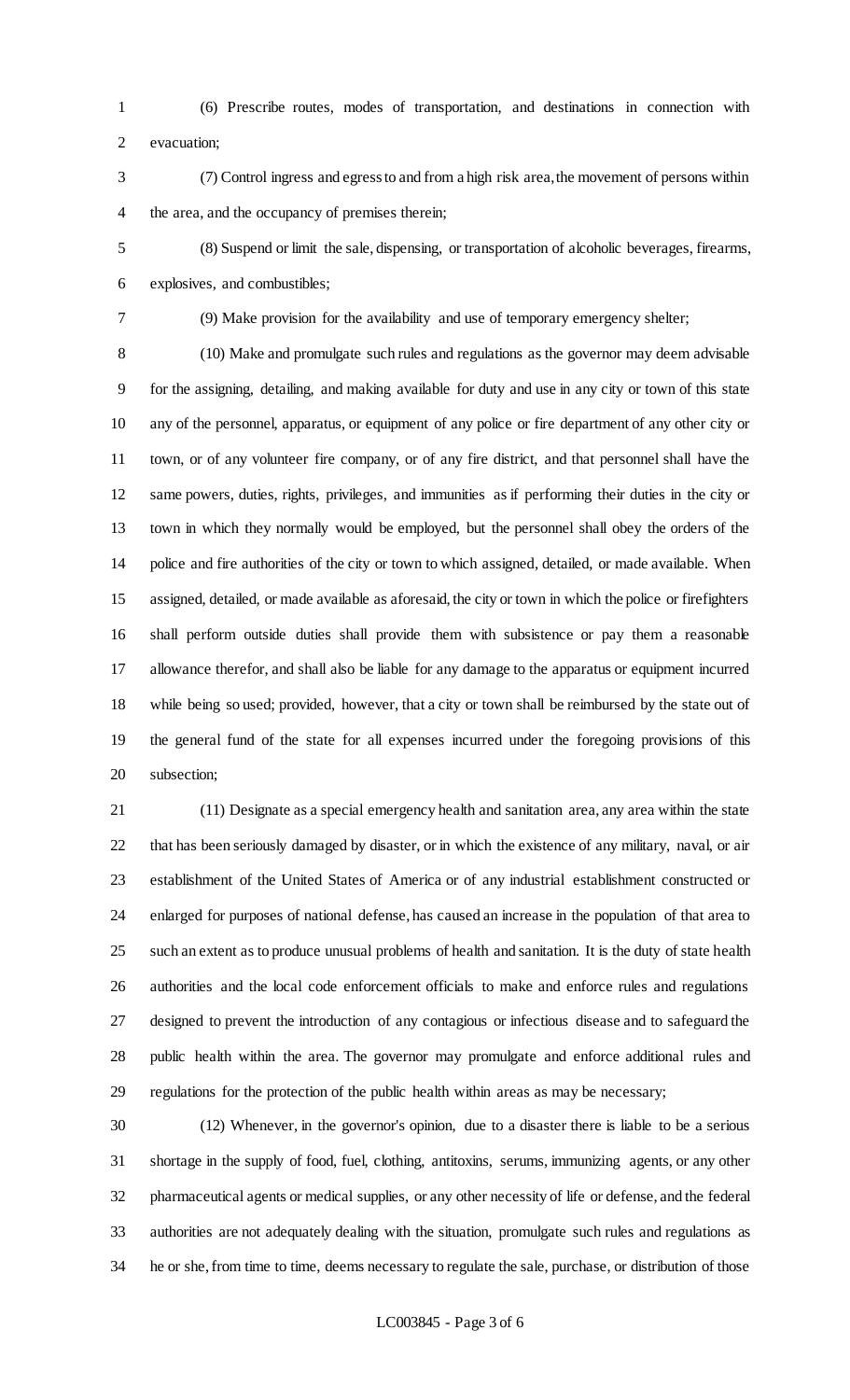(6) Prescribe routes, modes of transportation, and destinations in connection with evacuation;

(7) Control ingress and egress to and from a high risk area, the movement of persons within the area, and the occupancy of premises therein;

(8) Suspend or limit the sale, dispensing, or transportation of alcoholic beverages, firearms, explosives, and combustibles;

(9) Make provision for the availability and use of temporary emergency shelter;

(10) Make and promulgate such rules and regulations as the governor may deem advisable for the assigning, detailing, and making available for duty and use in any city or town of this state any of the personnel, apparatus, or equipment of any police or fire department of any other city or town, or of any volunteer fire company, or of any fire district, and that personnel shall have the same powers, duties, rights, privileges, and immunities as if performing their duties in the city or town in which they normally would be employed, but the personnel shall obey the orders of the police and fire authorities of the city or town to which assigned, detailed, or made available. When assigned, detailed, or made available as aforesaid, the city or town in which the police or firefighters shall perform outside duties shall provide them with subsistence or pay them a reasonable allowance therefor, and shall also be liable for any damage to the apparatus or equipment incurred while being so used; provided, however, that a city or town shall be reimbursed by the state out of the general fund of the state for all expenses incurred under the foregoing provisions of this subsection;

(11) Designate as a special emergency health and sanitation area, any area within the state that has been seriously damaged by disaster, or in which the existence of any military, naval, or air establishment of the United States of America or of any industrial establishment constructed or enlarged for purposes of national defense, has caused an increase in the population of that area to such an extent as to produce unusual problems of health and sanitation. It is the duty of state health authorities and the local code enforcement officials to make and enforce rules and regulations designed to prevent the introduction of any contagious or infectious disease and to safeguard the public health within the area. The governor may promulgate and enforce additional rules and regulations for the protection of the public health within areas as may be necessary;

(12) Whenever, in the governor's opinion, due to a disaster there is liable to be a serious shortage in the supply of food, fuel, clothing, antitoxins, serums, immunizing agents, or any other pharmaceutical agents or medical supplies, or any other necessity of life or defense, and the federal authorities are not adequately dealing with the situation, promulgate such rules and regulations as he or she, from time to time, deems necessary to regulate the sale, purchase, or distribution of those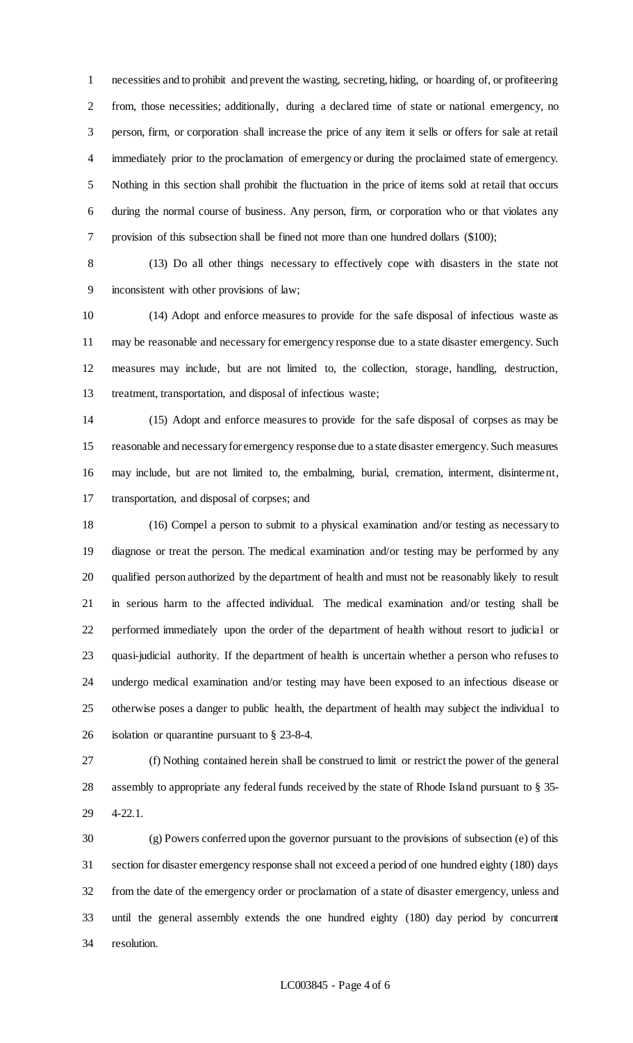necessities and to prohibit and prevent the wasting, secreting, hiding, or hoarding of, or profiteering from, those necessities; additionally, during a declared time of state or national emergency, no person, firm, or corporation shall increase the price of any item it sells or offers for sale at retail immediately prior to the proclamation of emergency or during the proclaimed state of emergency. Nothing in this section shall prohibit the fluctuation in the price of items sold at retail that occurs during the normal course of business. Any person, firm, or corporation who or that violates any provision of this subsection shall be fined not more than one hundred dollars ($100);

(13) Do all other things necessary to effectively cope with disasters in the state not inconsistent with other provisions of law;

(14) Adopt and enforce measures to provide for the safe disposal of infectious waste as may be reasonable and necessary for emergency response due to a state disaster emergency. Such measures may include, but are not limited to, the collection, storage, handling, destruction, treatment, transportation, and disposal of infectious waste;

(15) Adopt and enforce measures to provide for the safe disposal of corpses as may be reasonable and necessary for emergency response due to a state disaster emergency. Such measures may include, but are not limited to, the embalming, burial, cremation, interment, disinterment, transportation, and disposal of corpses; and

(16) Compel a person to submit to a physical examination and/or testing as necessary to diagnose or treat the person. The medical examination and/or testing may be performed by any qualified person authorized by the department of health and must not be reasonably likely to result in serious harm to the affected individual. The medical examination and/or testing shall be performed immediately upon the order of the department of health without resort to judicial or quasi-judicial authority. If the department of health is uncertain whether a person who refuses to undergo medical examination and/or testing may have been exposed to an infectious disease or otherwise poses a danger to public health, the department of health may subject the individual to isolation or quarantine pursuant to § 23-8-4.

(f) Nothing contained herein shall be construed to limit or restrict the power of the general assembly to appropriate any federal funds received by the state of Rhode Island pursuant to § 35-4-22.1.

(g) Powers conferred upon the governor pursuant to the provisions of subsection (e) of this section for disaster emergency response shall not exceed a period of one hundred eighty (180) days from the date of the emergency order or proclamation of a state of disaster emergency, unless and until the general assembly extends the one hundred eighty (180) day period by concurrent resolution.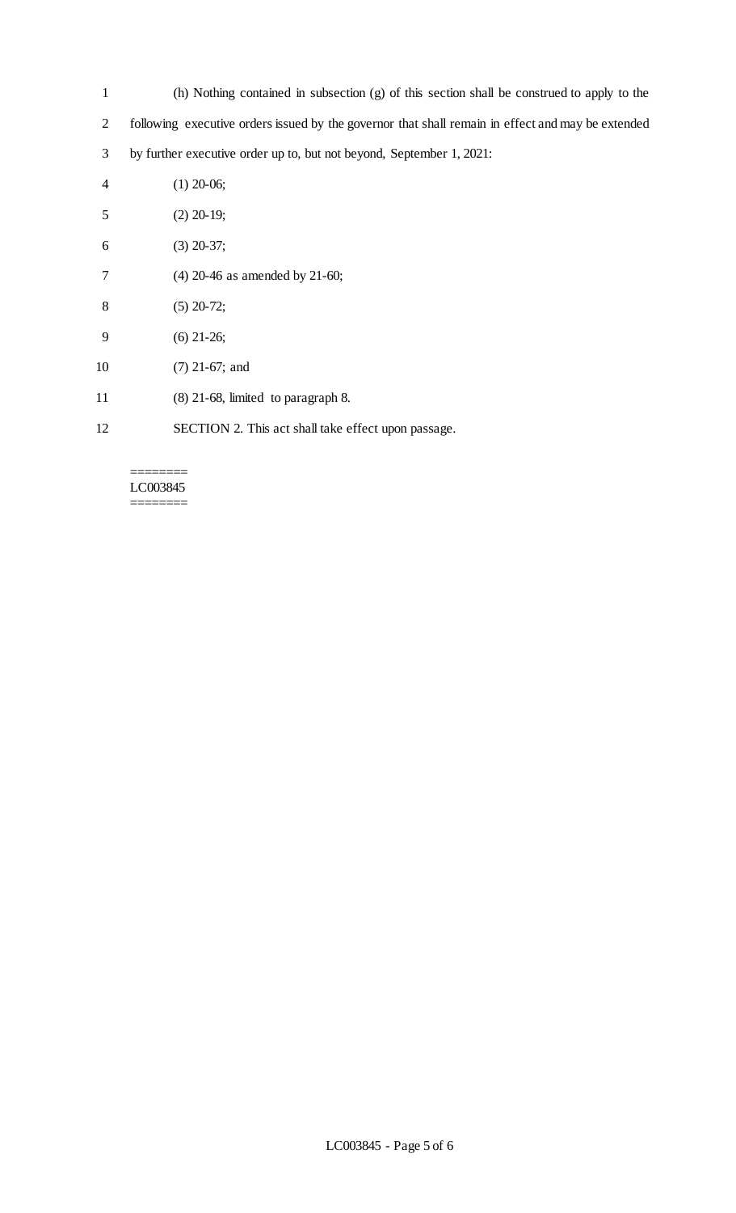(h) Nothing contained in subsection (g) of this section shall be construed to apply to the following executive orders issued by the governor that shall remain in effect and may be extended by further executive order up to, but not beyond, September 1, 2021:

(1) 20-06;

(2) 20-19;

(3) 20-37;

(4) 20-46 as amended by 21-60;

(5) 20-72;

(6) 21-26;

(7) 21-67; and

(8) 21-68, limited to paragraph 8.

SECTION 2. This act shall take effect upon passage.

========
LC003845
========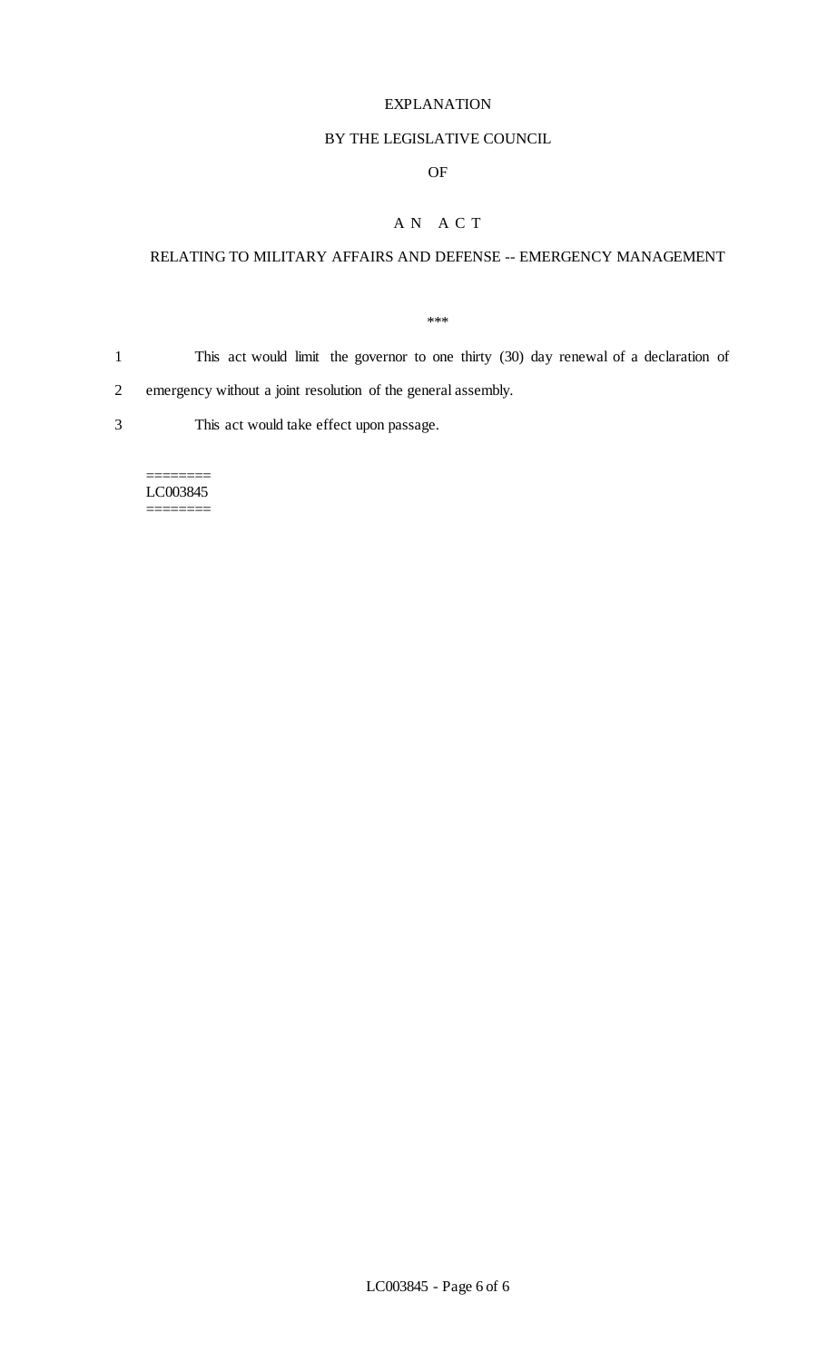EXPLANATION

BY THE LEGISLATIVE COUNCIL

OF

A N A C T

RELATING TO MILITARY AFFAIRS AND DEFENSE -- EMERGENCY MANAGEMENT

\*\*\*

1 This act would limit the governor to one thirty (30) day renewal of a declaration of
2 emergency without a joint resolution of the general assembly.
3 This act would take effect upon passage.

========
LC003845
========